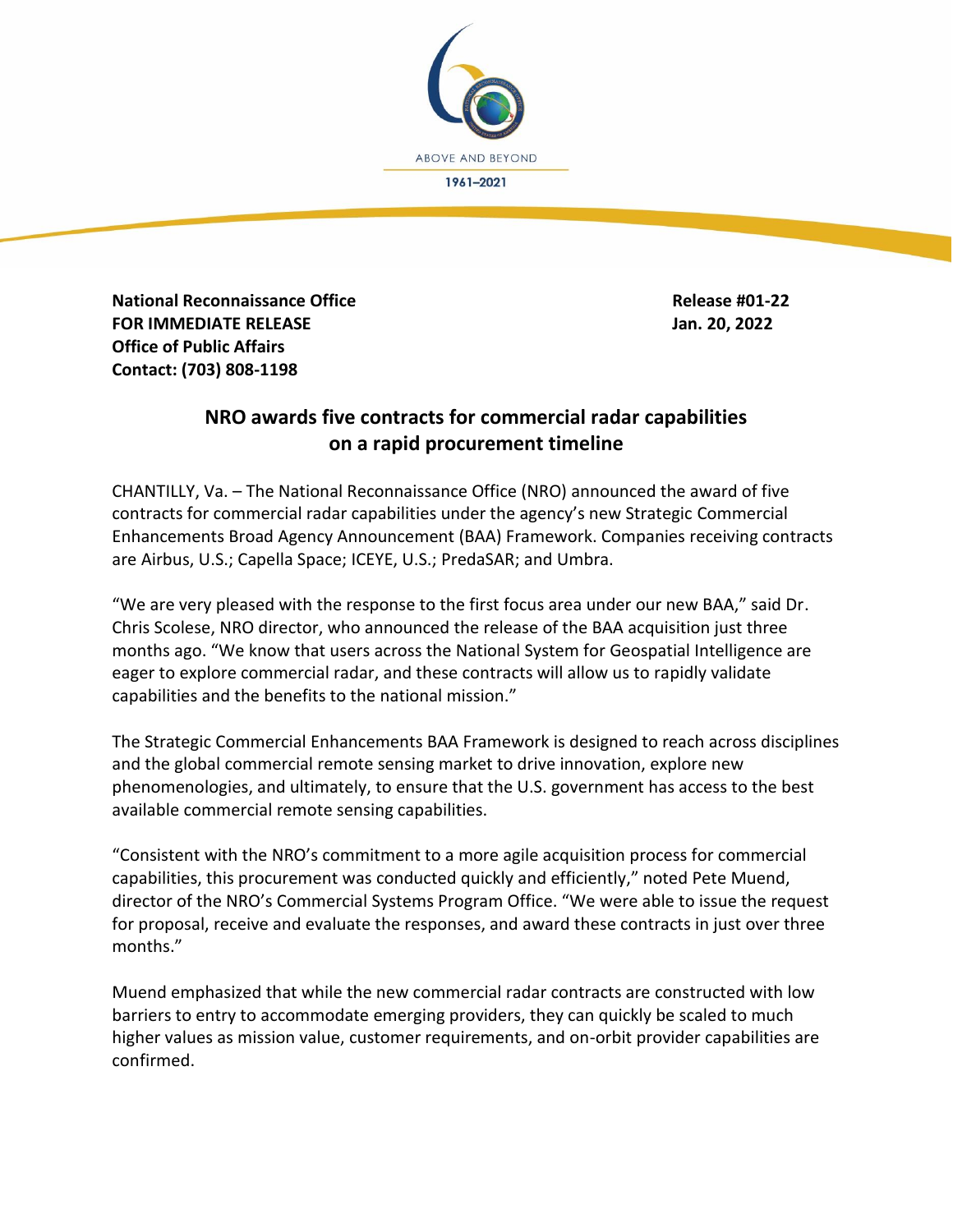ABOVE AND BEYOND

1961–2021

**National Reconnaissance Office**
**FOR IMMEDIATE RELEASE**
**Office of Public Affairs**
**Contact: (703) 808-1198**

**Release #01-22**
**Jan. 20, 2022**

## NRO awards five contracts for commercial radar capabilities on a rapid procurement timeline

CHANTILLY, Va. – The National Reconnaissance Office (NRO) announced the award of five contracts for commercial radar capabilities under the agency's new Strategic Commercial Enhancements Broad Agency Announcement (BAA) Framework. Companies receiving contracts are Airbus, U.S.; Capella Space; ICEYE, U.S.; PredaSAR; and Umbra.

"We are very pleased with the response to the first focus area under our new BAA," said Dr. Chris Scolese, NRO director, who announced the release of the BAA acquisition just three months ago. "We know that users across the National System for Geospatial Intelligence are eager to explore commercial radar, and these contracts will allow us to rapidly validate capabilities and the benefits to the national mission."

The Strategic Commercial Enhancements BAA Framework is designed to reach across disciplines and the global commercial remote sensing market to drive innovation, explore new phenomenologies, and ultimately, to ensure that the U.S. government has access to the best available commercial remote sensing capabilities.

"Consistent with the NRO's commitment to a more agile acquisition process for commercial capabilities, this procurement was conducted quickly and efficiently," noted Pete Muend, director of the NRO's Commercial Systems Program Office. "We were able to issue the request for proposal, receive and evaluate the responses, and award these contracts in just over three months."

Muend emphasized that while the new commercial radar contracts are constructed with low barriers to entry to accommodate emerging providers, they can quickly be scaled to much higher values as mission value, customer requirements, and on-orbit provider capabilities are confirmed.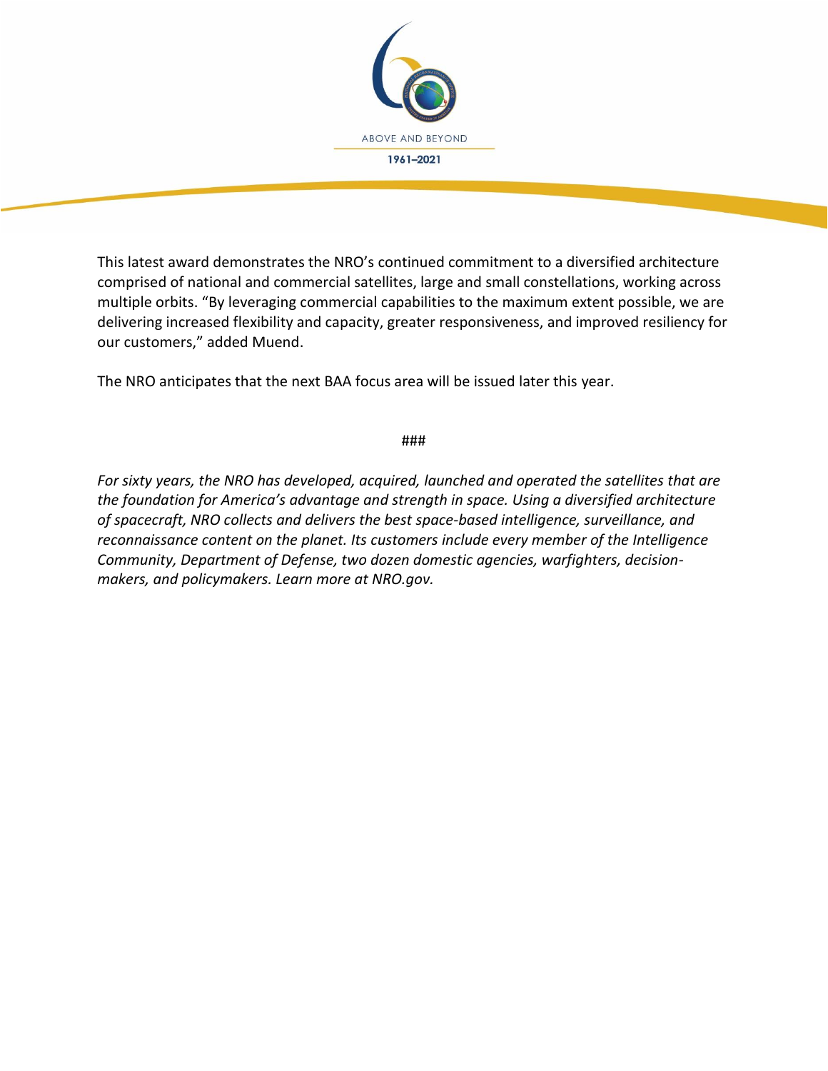This latest award demonstrates the NRO's continued commitment to a diversified architecture comprised of national and commercial satellites, large and small constellations, working across multiple orbits. "By leveraging commercial capabilities to the maximum extent possible, we are delivering increased flexibility and capacity, greater responsiveness, and improved resiliency for our customers," added Muend.

The NRO anticipates that the next BAA focus area will be issued later this year.

###

*For sixty years, the NRO has developed, acquired, launched and operated the satellites that are the foundation for America's advantage and strength in space. Using a diversified architecture of spacecraft, NRO collects and delivers the best space-based intelligence, surveillance, and reconnaissance content on the planet. Its customers include every member of the Intelligence Community, Department of Defense, two dozen domestic agencies, warfighters, decision-makers, and policymakers. Learn more at NRO.gov.*